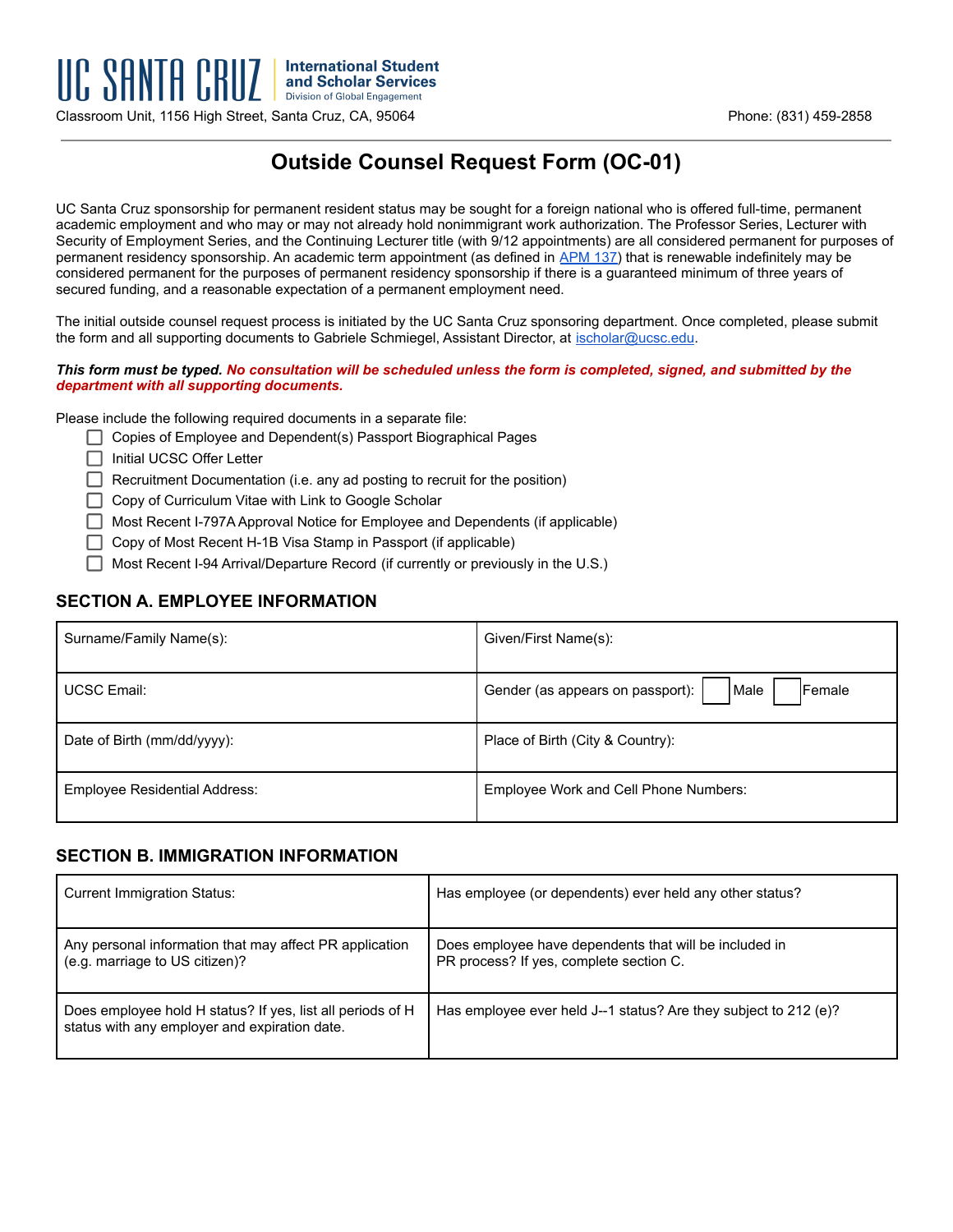UC SANTA CRUZ | International Student and Scholar Services
Division of Global Engagement

Classroom Unit, 1156 High Street, Santa Cruz, CA, 95064

Phone: (831) 459-2858

# Outside Counsel Request Form (OC-01)

UC Santa Cruz sponsorship for permanent resident status may be sought for a foreign national who is offered full-time, permanent academic employment and who may or may not already hold nonimmigrant work authorization. The Professor Series, Lecturer with Security of Employment Series, and the Continuing Lecturer title (with 9/12 appointments) are all considered permanent for purposes of permanent residency sponsorship. An academic term appointment (as defined in APM 137) that is renewable indefinitely may be considered permanent for the purposes of permanent residency sponsorship if there is a guaranteed minimum of three years of secured funding, and a reasonable expectation of a permanent employment need.

The initial outside counsel request process is initiated by the UC Santa Cruz sponsoring department. Once completed, please submit the form and all supporting documents to Gabriele Schmiegel, Assistant Director, at ischolar@ucsc.edu.

***This form must be typed. No consultation will be scheduled unless the form is completed, signed, and submitted by the department with all supporting documents.***

Please include the following required documents in a separate file:

- ☐ Copies of Employee and Dependent(s) Passport Biographical Pages
- ☐ Initial UCSC Offer Letter
- ☐ Recruitment Documentation (i.e. any ad posting to recruit for the position)
- ☐ Copy of Curriculum Vitae with Link to Google Scholar
- ☐ Most Recent I-797A Approval Notice for Employee and Dependents (if applicable)
- ☐ Copy of Most Recent H-1B Visa Stamp in Passport (if applicable)
- ☐ Most Recent I-94 Arrival/Departure Record (if currently or previously in the U.S.)

## SECTION A. EMPLOYEE INFORMATION

| | |
|---|---|
| Surname/Family Name(s): | Given/First Name(s): |
| UCSC Email: | Gender (as appears on passport): ☐ Male ☐ Female |
| Date of Birth (mm/dd/yyyy): | Place of Birth (City & Country): |
| Employee Residential Address: | Employee Work and Cell Phone Numbers: |

## SECTION B. IMMIGRATION INFORMATION

| | |
|---|---|
| Current Immigration Status: | Has employee (or dependents) ever held any other status? |
| Any personal information that may affect PR application (e.g. marriage to US citizen)? | Does employee have dependents that will be included in PR process? If yes, complete section C. |
| Does employee hold H status? If yes, list all periods of H status with any employer and expiration date. | Has employee ever held J--1 status? Are they subject to 212 (e)? |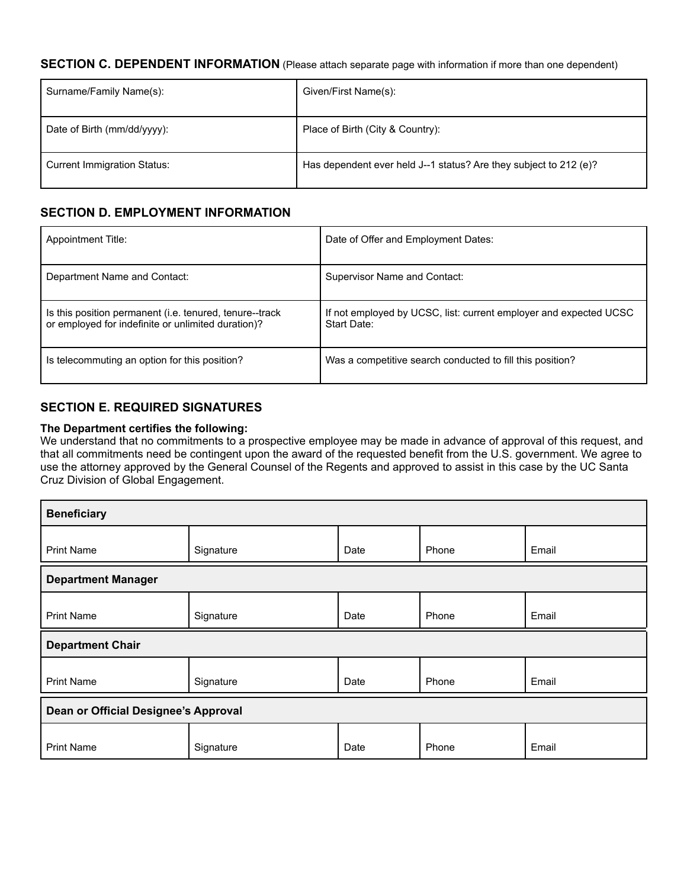### SECTION C. DEPENDENT INFORMATION (Please attach separate page with information if more than one dependent)

| Surname/Family Name(s): | Given/First Name(s): |
|---|---|
| Date of Birth (mm/dd/yyyy): | Place of Birth (City & Country): |
| Current Immigration Status: | Has dependent ever held J--1 status? Are they subject to 212 (e)? |

### SECTION D. EMPLOYMENT INFORMATION

| Appointment Title: | Date of Offer and Employment Dates: |
|---|---|
| Department Name and Contact: | Supervisor Name and Contact: |
| Is this position permanent (i.e. tenured, tenure--track or employed for indefinite or unlimited duration)? | If not employed by UCSC, list: current employer and expected UCSC Start Date: |
| Is telecommuting an option for this position? | Was a competitive search conducted to fill this position? |

### SECTION E. REQUIRED SIGNATURES

**The Department certifies the following:**
We understand that no commitments to a prospective employee may be made in advance of approval of this request, and that all commitments need be contingent upon the award of the requested benefit from the U.S. government. We agree to use the attorney approved by the General Counsel of the Regents and approved to assist in this case by the UC Santa Cruz Division of Global Engagement.

| **Beneficiary** | | | | |
|---|---|---|---|---|
| Print Name | Signature | Date | Phone | Email |
| **Department Manager** | | | | |
| Print Name | Signature | Date | Phone | Email |
| **Department Chair** | | | | |
| Print Name | Signature | Date | Phone | Email |
| **Dean or Official Designee's Approval** | | | | |
| Print Name | Signature | Date | Phone | Email |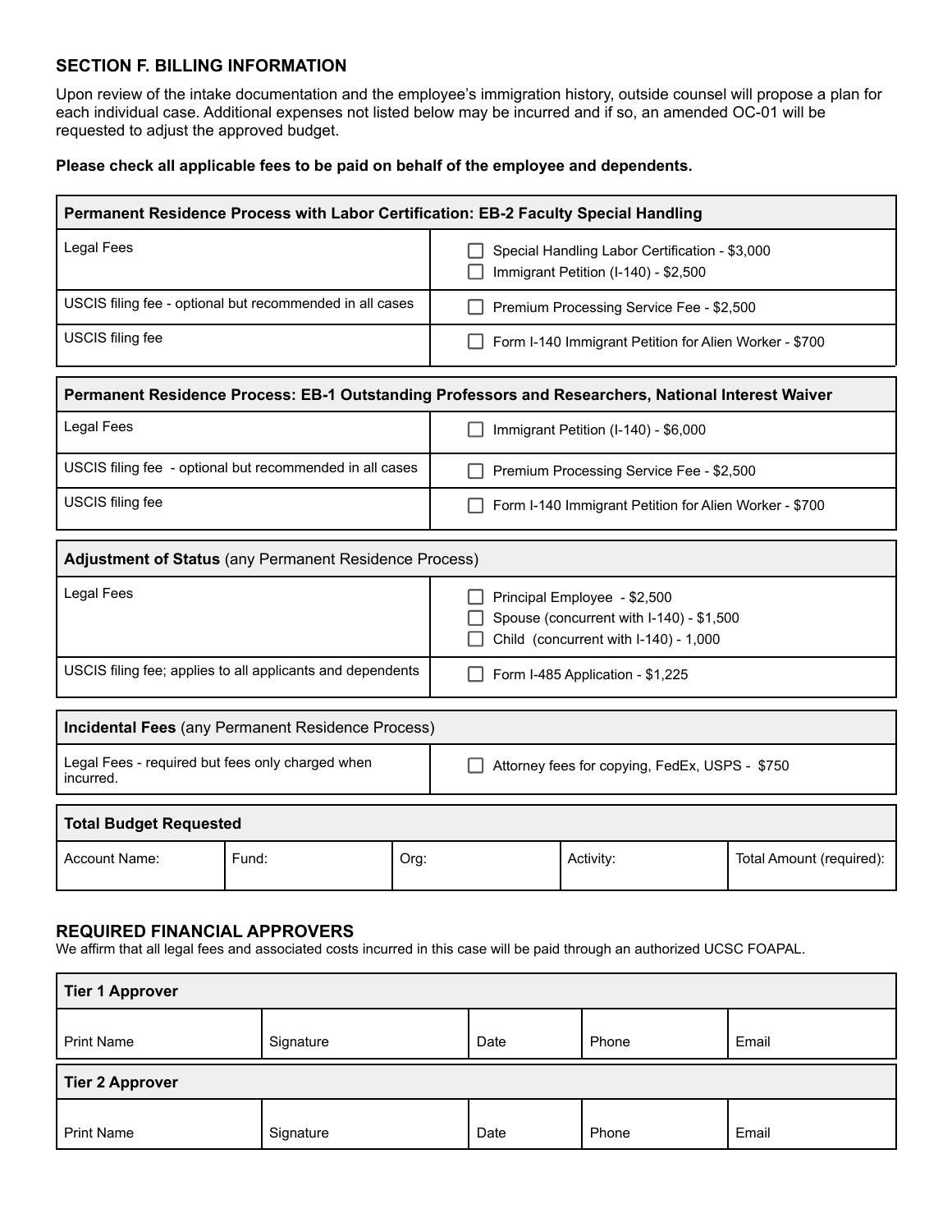### SECTION F. BILLING INFORMATION

Upon review of the intake documentation and the employee's immigration history, outside counsel will propose a plan for each individual case. Additional expenses not listed below may be incurred and if so, an amended OC-01 will be requested to adjust the approved budget.

**Please check all applicable fees to be paid on behalf of the employee and dependents.**

| **Permanent Residence Process with Labor Certification: EB-2 Faculty Special Handling** | |
|---|---|
| Legal Fees | ☐ Special Handling Labor Certification - $3,000<br>☐ Immigrant Petition (I-140) - $2,500 |
| USCIS filing fee - optional but recommended in all cases | ☐ Premium Processing Service Fee - $2,500 |
| USCIS filing fee | ☐ Form I-140 Immigrant Petition for Alien Worker - $700 |

| **Permanent Residence Process: EB-1 Outstanding Professors and Researchers, National Interest Waiver** | |
|---|---|
| Legal Fees | ☐ Immigrant Petition (I-140) - $6,000 |
| USCIS filing fee - optional but recommended in all cases | ☐ Premium Processing Service Fee - $2,500 |
| USCIS filing fee | ☐ Form I-140 Immigrant Petition for Alien Worker - $700 |

| **Adjustment of Status** (any Permanent Residence Process) | |
|---|---|
| Legal Fees | ☐ Principal Employee - $2,500<br>☐ Spouse (concurrent with I-140) - $1,500<br>☐ Child (concurrent with I-140) - 1,000 |
| USCIS filing fee; applies to all applicants and dependents | ☐ Form I-485 Application - $1,225 |

| **Incidental Fees** (any Permanent Residence Process) | |
|---|---|
| Legal Fees - required but fees only charged when incurred. | ☐ Attorney fees for copying, FedEx, USPS - $750 |

| **Total Budget Requested** | | | | |
|---|---|---|---|---|
| Account Name: | Fund: | Org: | Activity: | Total Amount (required): |

### REQUIRED FINANCIAL APPROVERS

We affirm that all legal fees and associated costs incurred in this case will be paid through an authorized UCSC FOAPAL.

| **Tier 1 Approver** | | | | |
|---|---|---|---|---|
| Print Name | Signature | Date | Phone | Email |

| **Tier 2 Approver** | | | | |
|---|---|---|---|---|
| Print Name | Signature | Date | Phone | Email |